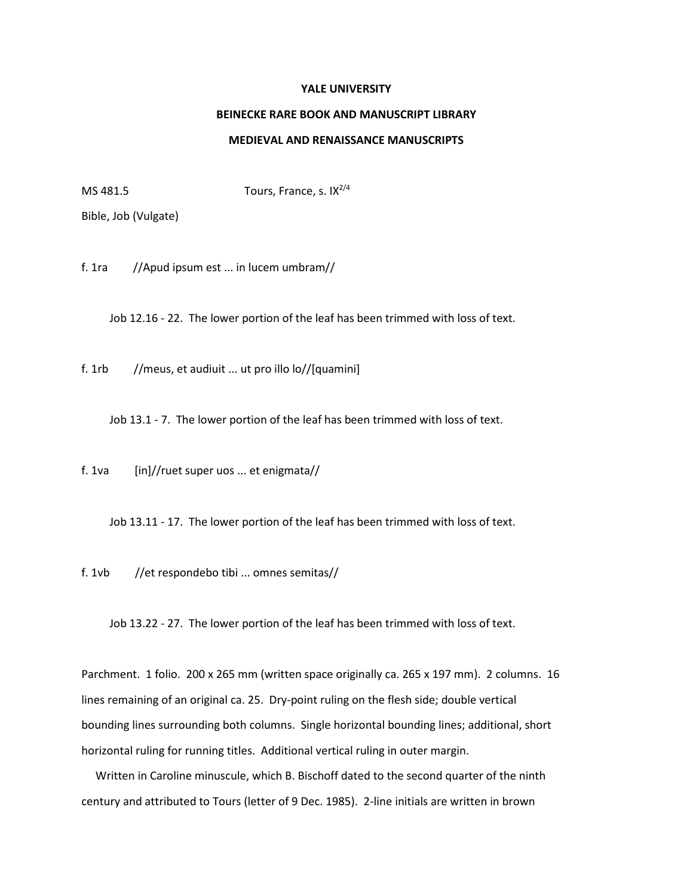**YALE UNIVERSITY**

**BEINECKE RARE BOOK AND MANUSCRIPT LIBRARY**

**MEDIEVAL AND RENAISSANCE MANUSCRIPTS**

MS 481.5 Tours, France, s. IX$^{2/4}$

Bible, Job (Vulgate)

f. 1ra //Apud ipsum est ... in lucem umbram//

Job 12.16 - 22. The lower portion of the leaf has been trimmed with loss of text.

f. 1rb //meus, et audiuit ... ut pro illo lo//[quamini]

Job 13.1 - 7. The lower portion of the leaf has been trimmed with loss of text.

f. 1va [in]//ruet super uos ... et enigmata//

Job 13.11 - 17. The lower portion of the leaf has been trimmed with loss of text.

f. 1vb //et respondebo tibi ... omnes semitas//

Job 13.22 - 27. The lower portion of the leaf has been trimmed with loss of text.

Parchment. 1 folio. 200 x 265 mm (written space originally ca. 265 x 197 mm). 2 columns. 16 lines remaining of an original ca. 25. Dry-point ruling on the flesh side; double vertical bounding lines surrounding both columns. Single horizontal bounding lines; additional, short horizontal ruling for running titles. Additional vertical ruling in outer margin.

Written in Caroline minuscule, which B. Bischoff dated to the second quarter of the ninth century and attributed to Tours (letter of 9 Dec. 1985). 2-line initials are written in brown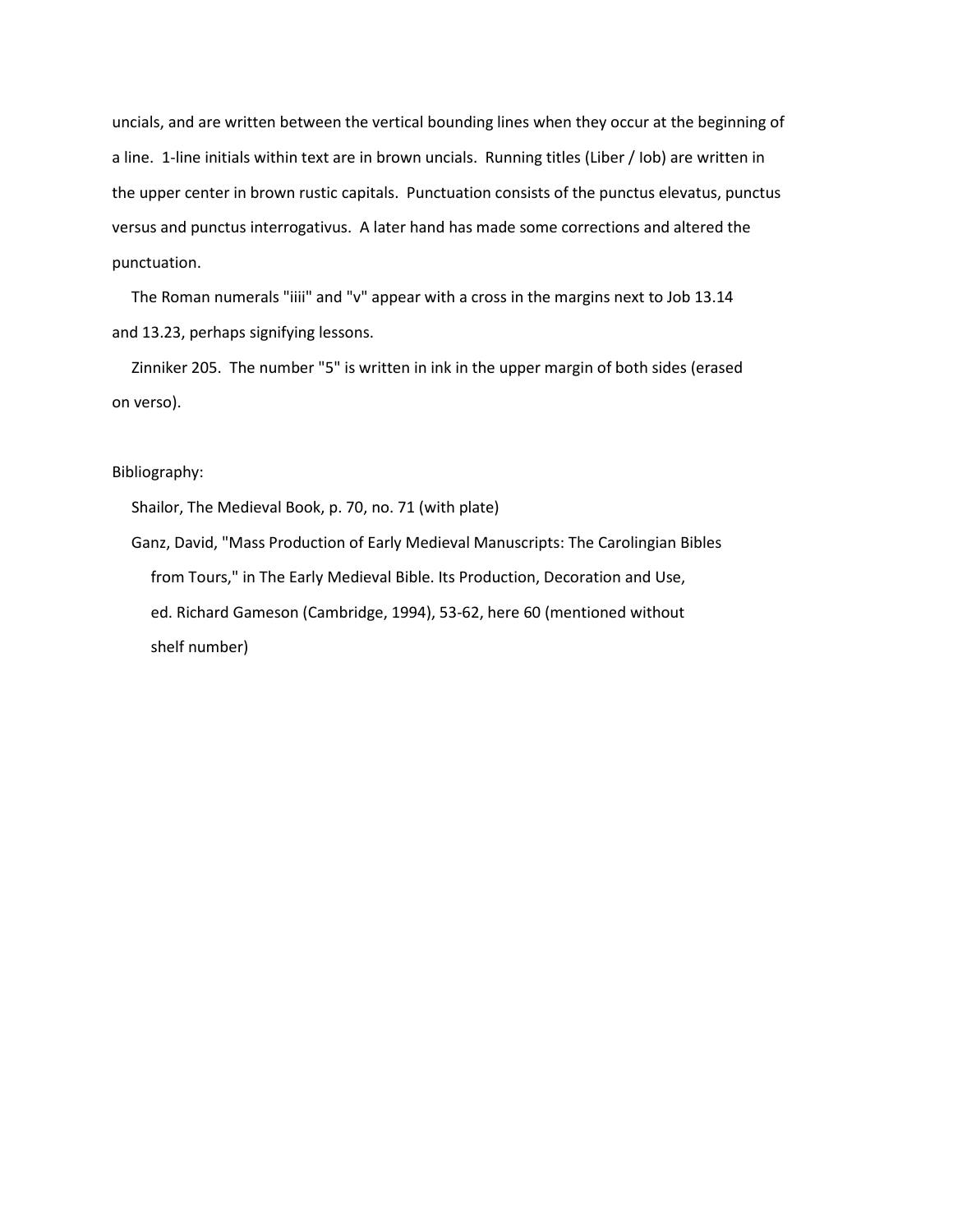uncials, and are written between the vertical bounding lines when they occur at the beginning of a line. 1-line initials within text are in brown uncials. Running titles (Liber / Iob) are written in the upper center in brown rustic capitals. Punctuation consists of the punctus elevatus, punctus versus and punctus interrogativus. A later hand has made some corrections and altered the punctuation.

The Roman numerals "iiii" and "v" appear with a cross in the margins next to Job 13.14 and 13.23, perhaps signifying lessons.

Zinniker 205. The number "5" is written in ink in the upper margin of both sides (erased on verso).

Bibliography:

Shailor, The Medieval Book, p. 70, no. 71 (with plate)

Ganz, David, "Mass Production of Early Medieval Manuscripts: The Carolingian Bibles from Tours," in The Early Medieval Bible. Its Production, Decoration and Use, ed. Richard Gameson (Cambridge, 1994), 53-62, here 60 (mentioned without shelf number)